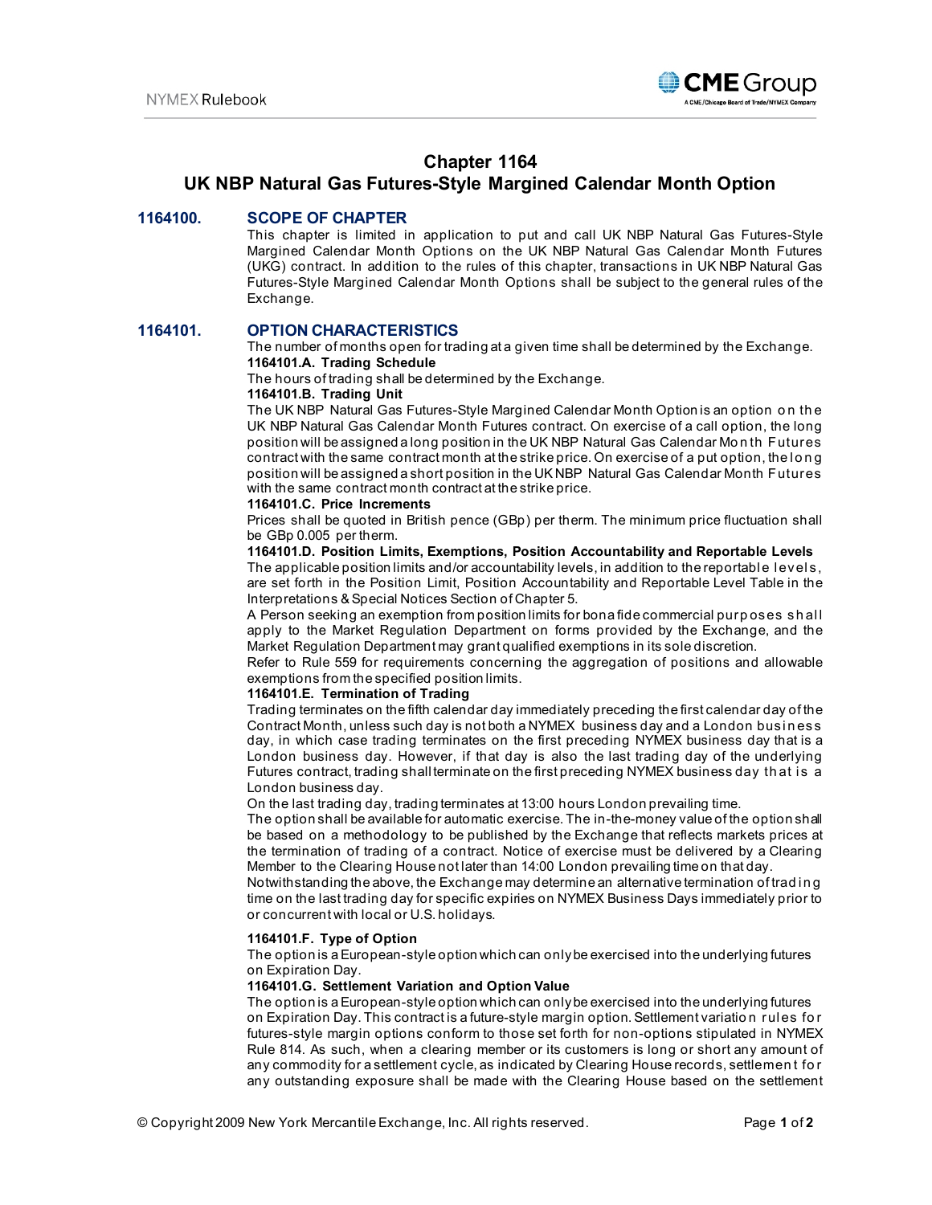# Chapter 1164
# UK NBP Natural Gas Futures-Style Margined Calendar Month Option

## 1164100. SCOPE OF CHAPTER

This chapter is limited in application to put and call UK NBP Natural Gas Futures-Style Margined Calendar Month Options on the UK NBP Natural Gas Calendar Month Futures (UKG) contract. In addition to the rules of this chapter, transactions in UK NBP Natural Gas Futures-Style Margined Calendar Month Options shall be subject to the general rules of the Exchange.

## 1164101. OPTION CHARACTERISTICS

The number of months open for trading at a given time shall be determined by the Exchange.

**1164101.A. Trading Schedule**

The hours of trading shall be determined by the Exchange.

**1164101.B. Trading Unit**

The UK NBP Natural Gas Futures-Style Margined Calendar Month Option is an option on the UK NBP Natural Gas Calendar Month Futures contract. On exercise of a call option, the long position will be assigned a long position in the UK NBP Natural Gas Calendar Month Futures contract with the same contract month at the strike price. On exercise of a put option, the long position will be assigned a short position in the UK NBP Natural Gas Calendar Month Futures with the same contract month contract at the strike price.

**1164101.C. Price Increments**

Prices shall be quoted in British pence (GBp) per therm. The minimum price fluctuation shall be GBp 0.005 per therm.

**1164101.D. Position Limits, Exemptions, Position Accountability and Reportable Levels**

The applicable position limits and/or accountability levels, in addition to the reportable levels, are set forth in the Position Limit, Position Accountability and Reportable Level Table in the Interpretations & Special Notices Section of Chapter 5.

A Person seeking an exemption from position limits for bona fide commercial purposes shall apply to the Market Regulation Department on forms provided by the Exchange, and the Market Regulation Department may grant qualified exemptions in its sole discretion.

Refer to Rule 559 for requirements concerning the aggregation of positions and allowable exemptions from the specified position limits.

**1164101.E. Termination of Trading**

Trading terminates on the fifth calendar day immediately preceding the first calendar day of the Contract Month, unless such day is not both a NYMEX business day and a London business day, in which case trading terminates on the first preceding NYMEX business day that is a London business day. However, if that day is also the last trading day of the underlying Futures contract, trading shall terminate on the first preceding NYMEX business day that is a London business day.

On the last trading day, trading terminates at 13:00 hours London prevailing time.

The option shall be available for automatic exercise. The in-the-money value of the option shall be based on a methodology to be published by the Exchange that reflects markets prices at the termination of trading of a contract. Notice of exercise must be delivered by a Clearing Member to the Clearing House not later than 14:00 London prevailing time on that day.

Notwithstanding the above, the Exchange may determine an alternative termination of trading time on the last trading day for specific expiries on NYMEX Business Days immediately prior to or concurrent with local or U.S. holidays.

**1164101.F. Type of Option**

The option is a European-style option which can only be exercised into the underlying futures on Expiration Day.

**1164101.G. Settlement Variation and Option Value**

The option is a European-style option which can only be exercised into the underlying futures on Expiration Day. This contract is a future-style margin option. Settlement variation rules for futures-style margin options conform to those set forth for non-options stipulated in NYMEX Rule 814. As such, when a clearing member or its customers is long or short any amount of any commodity for a settlement cycle, as indicated by Clearing House records, settlement for any outstanding exposure shall be made with the Clearing House based on the settlement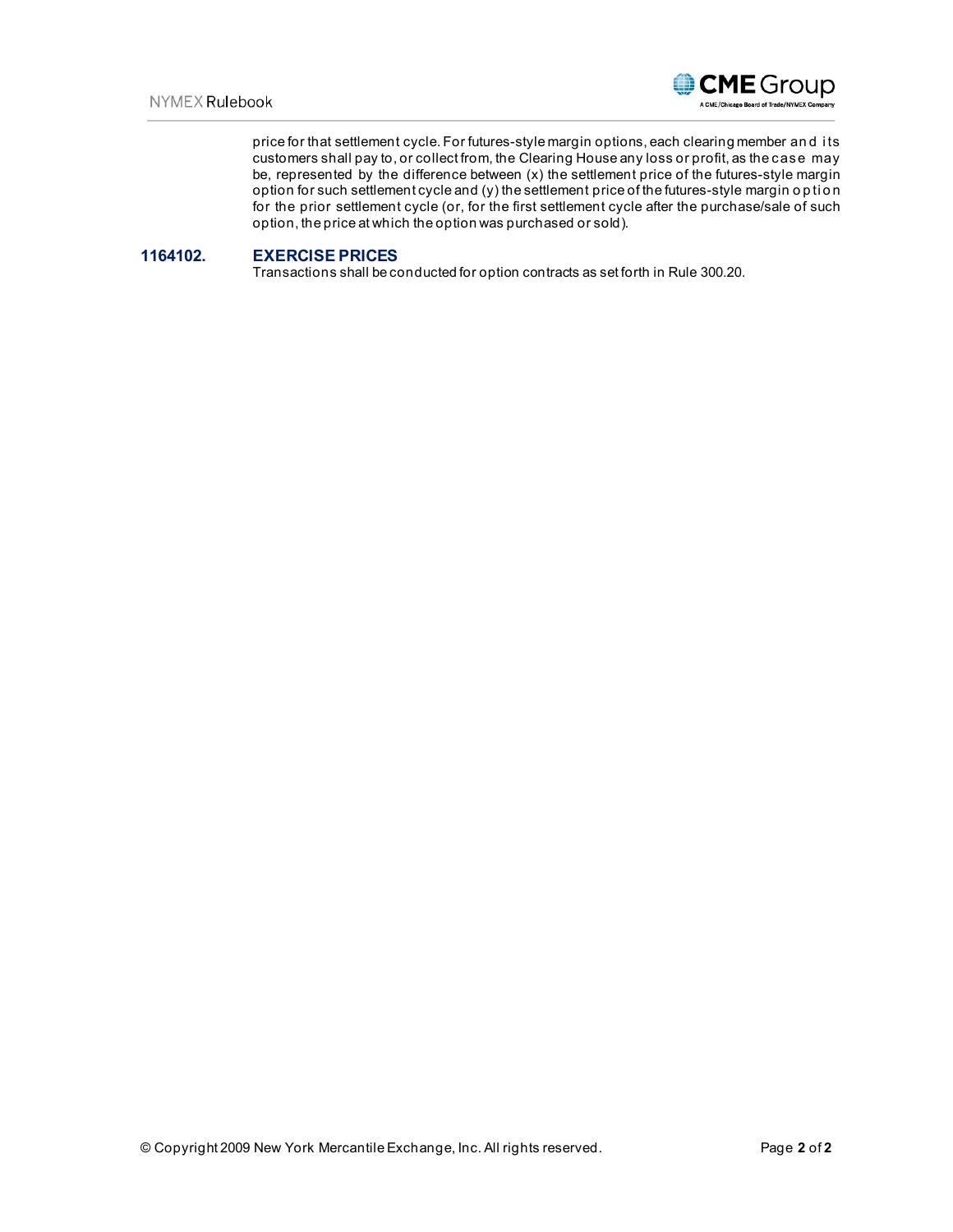price for that settlement cycle. For futures-style margin options, each clearing member and its customers shall pay to, or collect from, the Clearing House any loss or profit, as the case may be, represented by the difference between (x) the settlement price of the futures-style margin option for such settlement cycle and (y) the settlement price of the futures-style margin option for the prior settlement cycle (or, for the first settlement cycle after the purchase/sale of such option, the price at which the option was purchased or sold).

## 1164102. EXERCISE PRICES

Transactions shall be conducted for option contracts as set forth in Rule 300.20.